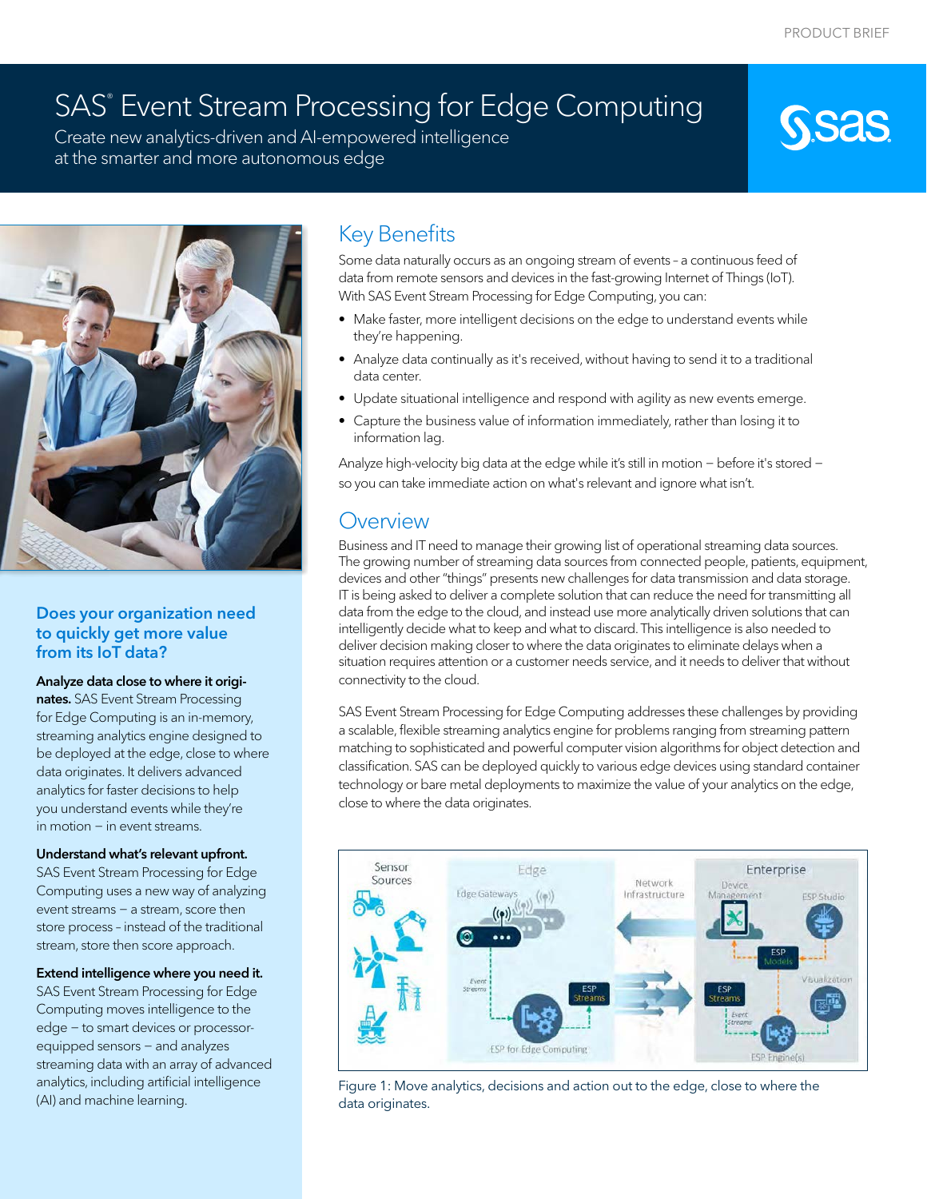# SAS® Event Stream Processing for Edge Computing

Create new analytics-driven and AI-empowered intelligence at the smarter and more autonomous edge

## Key Benefits

Some data naturally occurs as an ongoing stream of events – a continuous feed of data from remote sensors and devices in the fast-growing Internet of Things (IoT). With SAS Event Stream Processing for Edge Computing, you can:

- Make faster, more intelligent decisions on the edge to understand events while they're happening.
- Analyze data continually as it's received, without having to send it to a traditional data center.
- Update situational intelligence and respond with agility as new events emerge.
- Capture the business value of information immediately, rather than losing it to information lag.

Analyze high-velocity big data at the edge while it's still in motion – before it's stored – so you can take immediate action on what's relevant and ignore what isn't.

## Overview

Business and IT need to manage their growing list of operational streaming data sources. The growing number of streaming data sources from connected people, patients, equipment, devices and other "things" presents new challenges for data transmission and data storage. IT is being asked to deliver a complete solution that can reduce the need for transmitting all data from the edge to the cloud, and instead use more analytically driven solutions that can intelligently decide what to keep and what to discard. This intelligence is also needed to deliver decision making closer to where the data originates to eliminate delays when a situation requires attention or a customer needs service, and it needs to deliver that without connectivity to the cloud.

SAS Event Stream Processing for Edge Computing addresses these challenges by providing a scalable, flexible streaming analytics engine for problems ranging from streaming pattern matching to sophisticated and powerful computer vision algorithms for object detection and classification. SAS can be deployed quickly to various edge devices using standard container technology or bare metal deployments to maximize the value of your analytics on the edge, close to where the data originates.

Figure 1: Move analytics, decisions and action out to the edge, close to where the data originates.

### Does your organization need to quickly get more value from its IoT data?

**Analyze data close to where it originates.** SAS Event Stream Processing for Edge Computing is an in-memory, streaming analytics engine designed to be deployed at the edge, close to where data originates. It delivers advanced analytics for faster decisions to help you understand events while they're in motion – in event streams.

**Understand what's relevant upfront.** SAS Event Stream Processing for Edge Computing uses a new way of analyzing event streams – a stream, score then store process - instead of the traditional stream, store then score approach.

**Extend intelligence where you need it.** SAS Event Stream Processing for Edge Computing moves intelligence to the edge – to smart devices or processor-equipped sensors – and analyzes streaming data with an array of advanced analytics, including artificial intelligence (AI) and machine learning.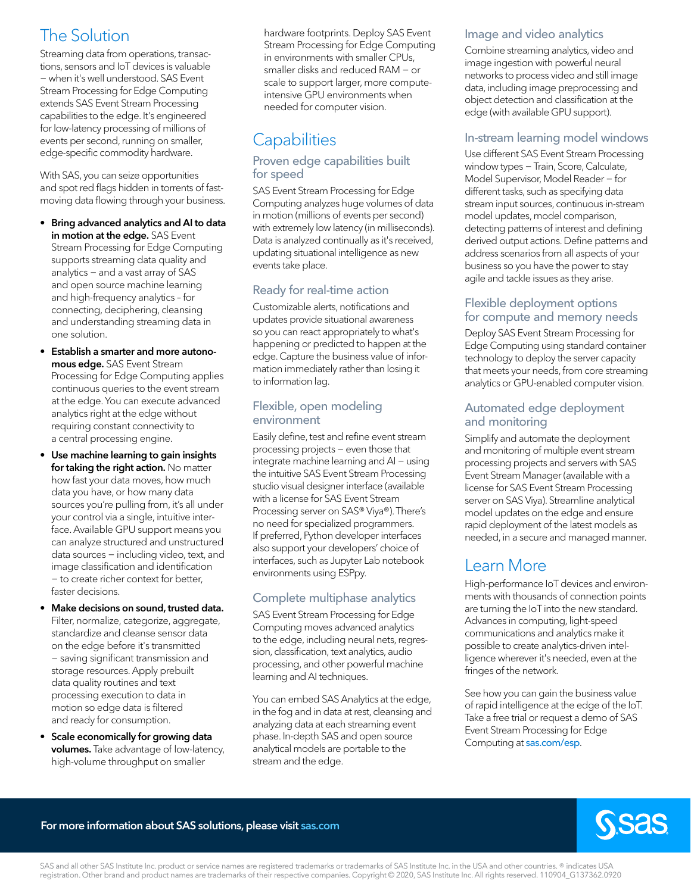## The Solution

Streaming data from operations, transactions, sensors and IoT devices is valuable – when it's well understood. SAS Event Stream Processing for Edge Computing extends SAS Event Stream Processing capabilities to the edge. It's engineered for low-latency processing of millions of events per second, running on smaller, edge-specific commodity hardware.

With SAS, you can seize opportunities and spot red flags hidden in torrents of fast-moving data flowing through your business.

- **Bring advanced analytics and AI to data in motion at the edge.** SAS Event Stream Processing for Edge Computing supports streaming data quality and analytics – and a vast array of SAS and open source machine learning and high-frequency analytics – for connecting, deciphering, cleansing and understanding streaming data in one solution.
- **Establish a smarter and more autonomous edge.** SAS Event Stream Processing for Edge Computing applies continuous queries to the event stream at the edge. You can execute advanced analytics right at the edge without requiring constant connectivity to a central processing engine.
- **Use machine learning to gain insights for taking the right action.** No matter how fast your data moves, how much data you have, or how many data sources you're pulling from, it's all under your control via a single, intuitive interface. Available GPU support means you can analyze structured and unstructured data sources – including video, text, and image classification and identification – to create richer context for better, faster decisions.
- **Make decisions on sound, trusted data.** Filter, normalize, categorize, aggregate, standardize and cleanse sensor data on the edge before it's transmitted – saving significant transmission and storage resources. Apply prebuilt data quality routines and text processing execution to data in motion so edge data is filtered and ready for consumption.
- **Scale economically for growing data volumes.** Take advantage of low-latency, high-volume throughput on smaller hardware footprints. Deploy SAS Event Stream Processing for Edge Computing in environments with smaller CPUs, smaller disks and reduced RAM – or scale to support larger, more compute-intensive GPU environments when needed for computer vision.

## Capabilities

### Proven edge capabilities built for speed

SAS Event Stream Processing for Edge Computing analyzes huge volumes of data in motion (millions of events per second) with extremely low latency (in milliseconds). Data is analyzed continually as it's received, updating situational intelligence as new events take place.

### Ready for real-time action

Customizable alerts, notifications and updates provide situational awareness so you can react appropriately to what's happening or predicted to happen at the edge. Capture the business value of information immediately rather than losing it to information lag.

### Flexible, open modeling environment

Easily define, test and refine event stream processing projects – even those that integrate machine learning and AI – using the intuitive SAS Event Stream Processing studio visual designer interface (available with a license for SAS Event Stream Processing server on SAS® Viya®). There's no need for specialized programmers. If preferred, Python developer interfaces also support your developers' choice of interfaces, such as Jupyter Lab notebook environments using ESPpy.

### Complete multiphase analytics

SAS Event Stream Processing for Edge Computing moves advanced analytics to the edge, including neural nets, regression, classification, text analytics, audio processing, and other powerful machine learning and AI techniques.

You can embed SAS Analytics at the edge, in the fog and in data at rest, cleansing and analyzing data at each streaming event phase. In-depth SAS and open source analytical models are portable to the stream and the edge.

### Image and video analytics

Combine streaming analytics, video and image ingestion with powerful neural networks to process video and still image data, including image preprocessing and object detection and classification at the edge (with available GPU support).

### In-stream learning model windows

Use different SAS Event Stream Processing window types – Train, Score, Calculate, Model Supervisor, Model Reader – for different tasks, such as specifying data stream input sources, continuous in-stream model updates, model comparison, detecting patterns of interest and defining derived output actions. Define patterns and address scenarios from all aspects of your business so you have the power to stay agile and tackle issues as they arise.

### Flexible deployment options for compute and memory needs

Deploy SAS Event Stream Processing for Edge Computing using standard container technology to deploy the server capacity that meets your needs, from core streaming analytics or GPU-enabled computer vision.

### Automated edge deployment and monitoring

Simplify and automate the deployment and monitoring of multiple event stream processing projects and servers with SAS Event Stream Manager (available with a license for SAS Event Stream Processing server on SAS Viya). Streamline analytical model updates on the edge and ensure rapid deployment of the latest models as needed, in a secure and managed manner.

## Learn More

High-performance IoT devices and environments with thousands of connection points are turning the IoT into the new standard. Advances in computing, light-speed communications and analytics make it possible to create analytics-driven intelligence wherever it's needed, even at the fringes of the network.

See how you can gain the business value of rapid intelligence at the edge of the IoT. Take a free trial or request a demo of SAS Event Stream Processing for Edge Computing at sas.com/esp.

**For more information about SAS solutions, please visit sas.com**

SAS and all other SAS Institute Inc. product or service names are registered trademarks or trademarks of SAS Institute Inc. in the USA and other countries. ® indicates USA registration. Other brand and product names are trademarks of their respective companies. Copyright © 2020, SAS Institute Inc. All rights reserved. 110904_G137362.0920